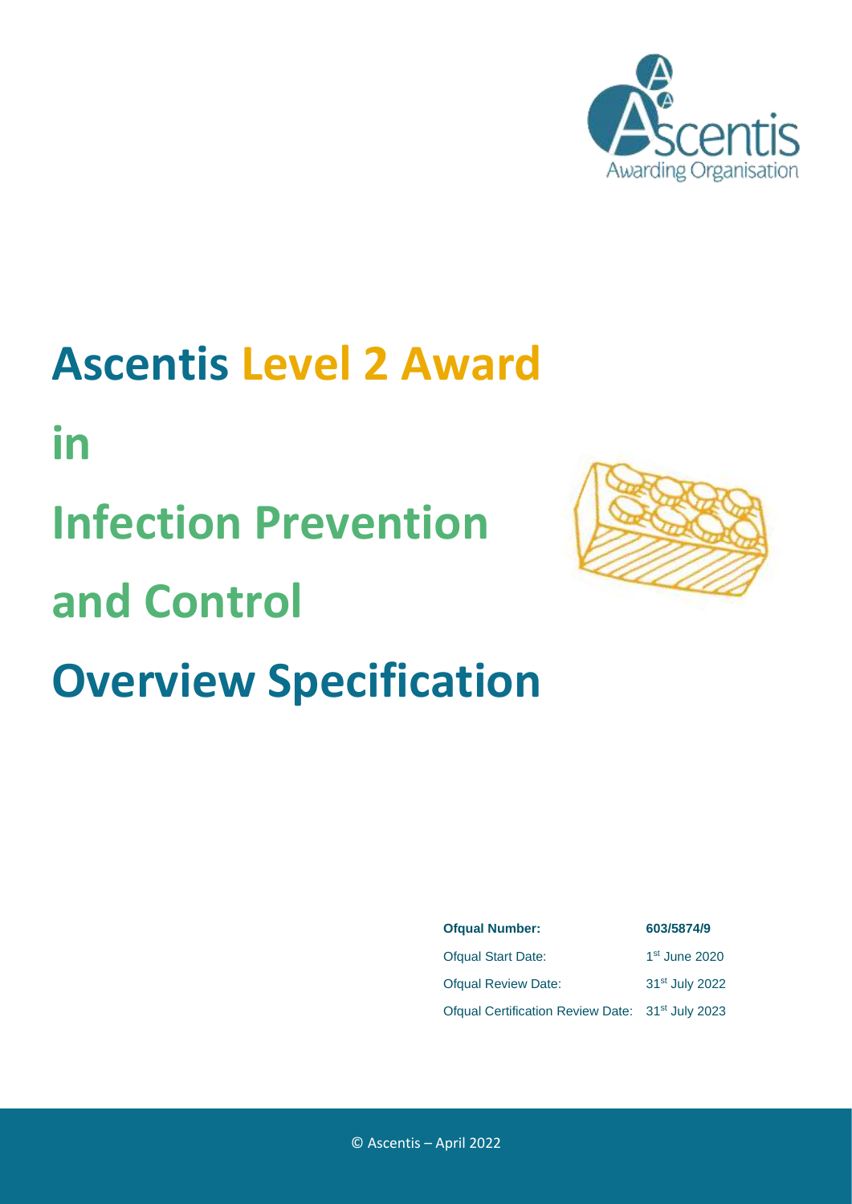# Ascentis Level 2 Award in Infection Prevention and Control Overview Specification

| | |
|---|---|
| **Ofqual Number:** | **603/5874/9** |
| Ofqual Start Date: | 1st June 2020 |
| Ofqual Review Date: | 31st July 2022 |
| Ofqual Certification Review Date: | 31st July 2023 |

© Ascentis – April 2022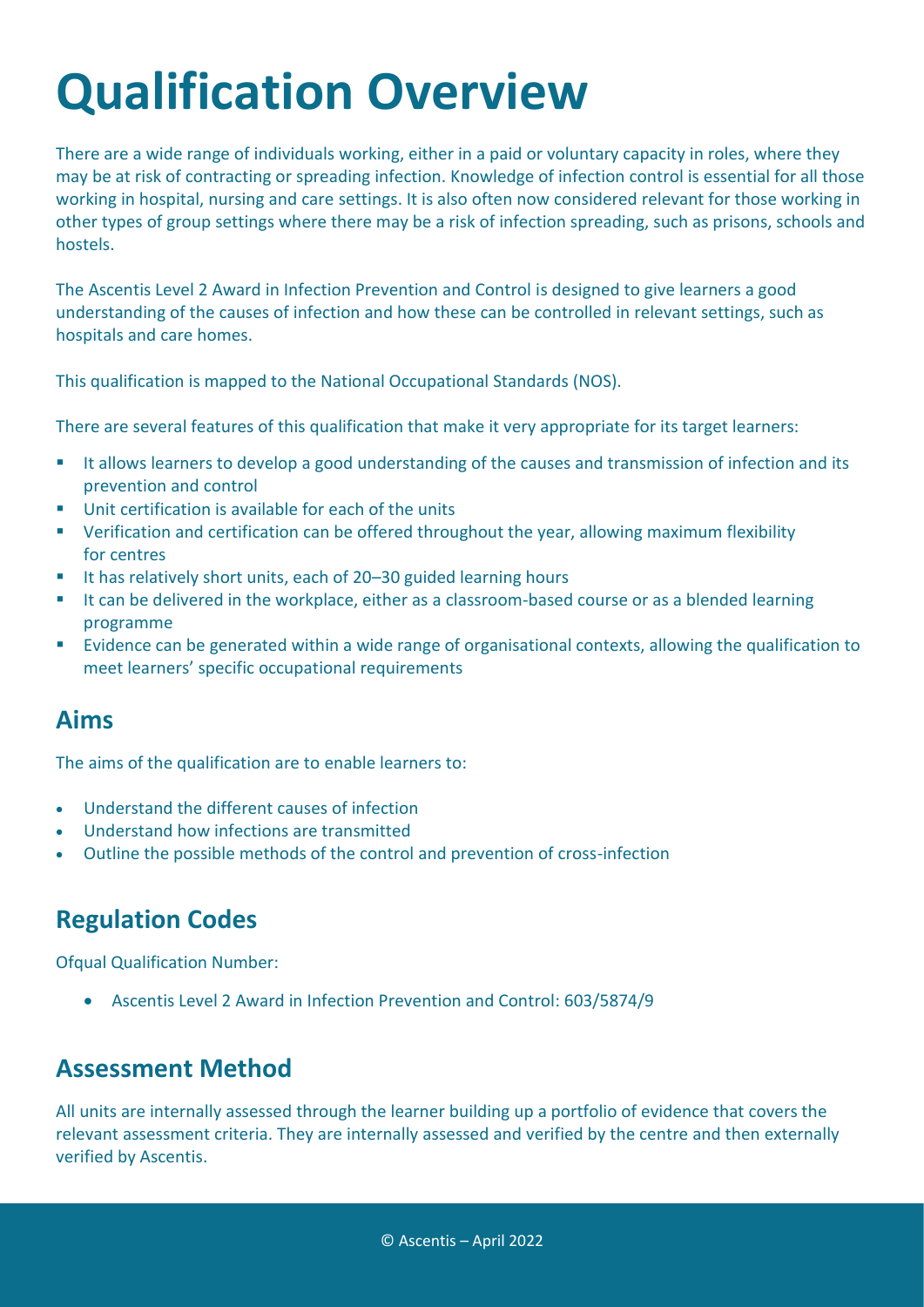# Qualification Overview

There are a wide range of individuals working, either in a paid or voluntary capacity in roles, where they may be at risk of contracting or spreading infection. Knowledge of infection control is essential for all those working in hospital, nursing and care settings. It is also often now considered relevant for those working in other types of group settings where there may be a risk of infection spreading, such as prisons, schools and hostels.

The Ascentis Level 2 Award in Infection Prevention and Control is designed to give learners a good understanding of the causes of infection and how these can be controlled in relevant settings, such as hospitals and care homes.

This qualification is mapped to the National Occupational Standards (NOS).

There are several features of this qualification that make it very appropriate for its target learners:

- It allows learners to develop a good understanding of the causes and transmission of infection and its prevention and control
- Unit certification is available for each of the units
- Verification and certification can be offered throughout the year, allowing maximum flexibility for centres
- It has relatively short units, each of 20–30 guided learning hours
- It can be delivered in the workplace, either as a classroom-based course or as a blended learning programme
- Evidence can be generated within a wide range of organisational contexts, allowing the qualification to meet learners' specific occupational requirements

## Aims

The aims of the qualification are to enable learners to:

- Understand the different causes of infection
- Understand how infections are transmitted
- Outline the possible methods of the control and prevention of cross-infection

## Regulation Codes

Ofqual Qualification Number:

- Ascentis Level 2 Award in Infection Prevention and Control: 603/5874/9

## Assessment Method

All units are internally assessed through the learner building up a portfolio of evidence that covers the relevant assessment criteria. They are internally assessed and verified by the centre and then externally verified by Ascentis.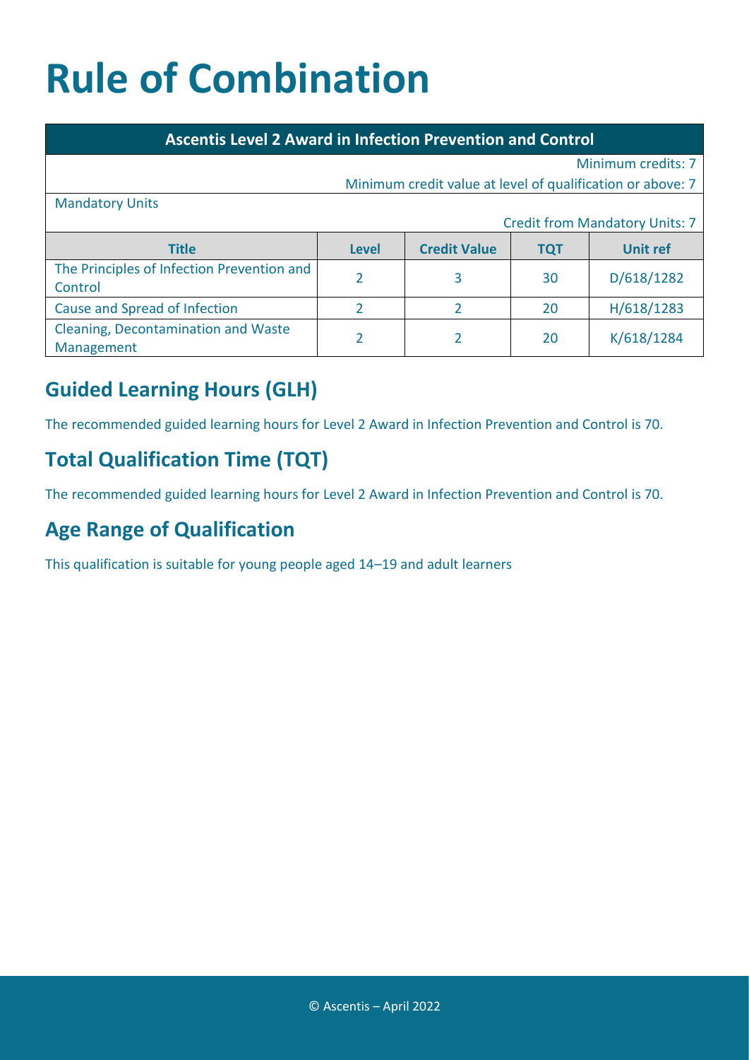# Rule of Combination

| Ascentis Level 2 Award in Infection Prevention and Control | | | | |
|---|---|---|---|---|
| Minimum credits: 7 | | | | |
| Minimum credit value at level of qualification or above: 7 | | | | |
| Mandatory Units | | | | |
| Credit from Mandatory Units: 7 | | | | |
| **Title** | **Level** | **Credit Value** | **TQT** | **Unit ref** |
| The Principles of Infection Prevention and Control | 2 | 3 | 30 | D/618/1282 |
| Cause and Spread of Infection | 2 | 2 | 20 | H/618/1283 |
| Cleaning, Decontamination and Waste Management | 2 | 2 | 20 | K/618/1284 |

## Guided Learning Hours (GLH)

The recommended guided learning hours for Level 2 Award in Infection Prevention and Control is 70.

## Total Qualification Time (TQT)

The recommended guided learning hours for Level 2 Award in Infection Prevention and Control is 70.

## Age Range of Qualification

This qualification is suitable for young people aged 14–19 and adult learners

© Ascentis – April 2022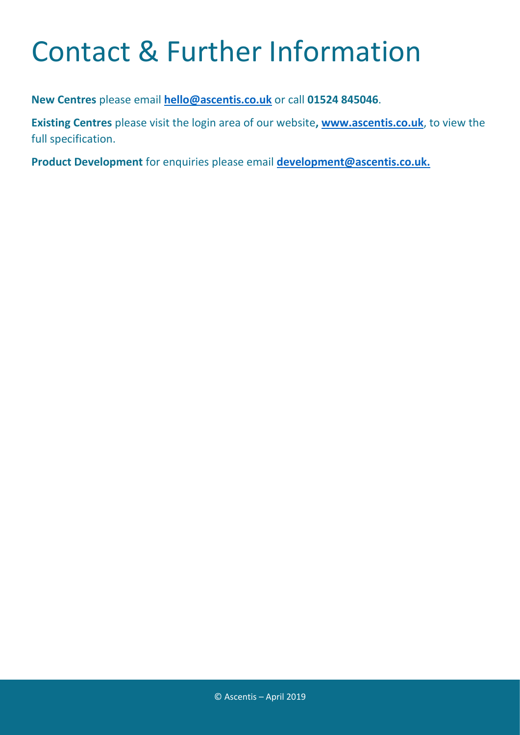# Contact & Further Information

**New Centres** please email **hello@ascentis.co.uk** or call **01524 845046**.

**Existing Centres** please visit the login area of our website**, www.ascentis.co.uk**, to view the full specification.

**Product Development** for enquiries please email **development@ascentis.co.uk.**

© Ascentis – April 2019